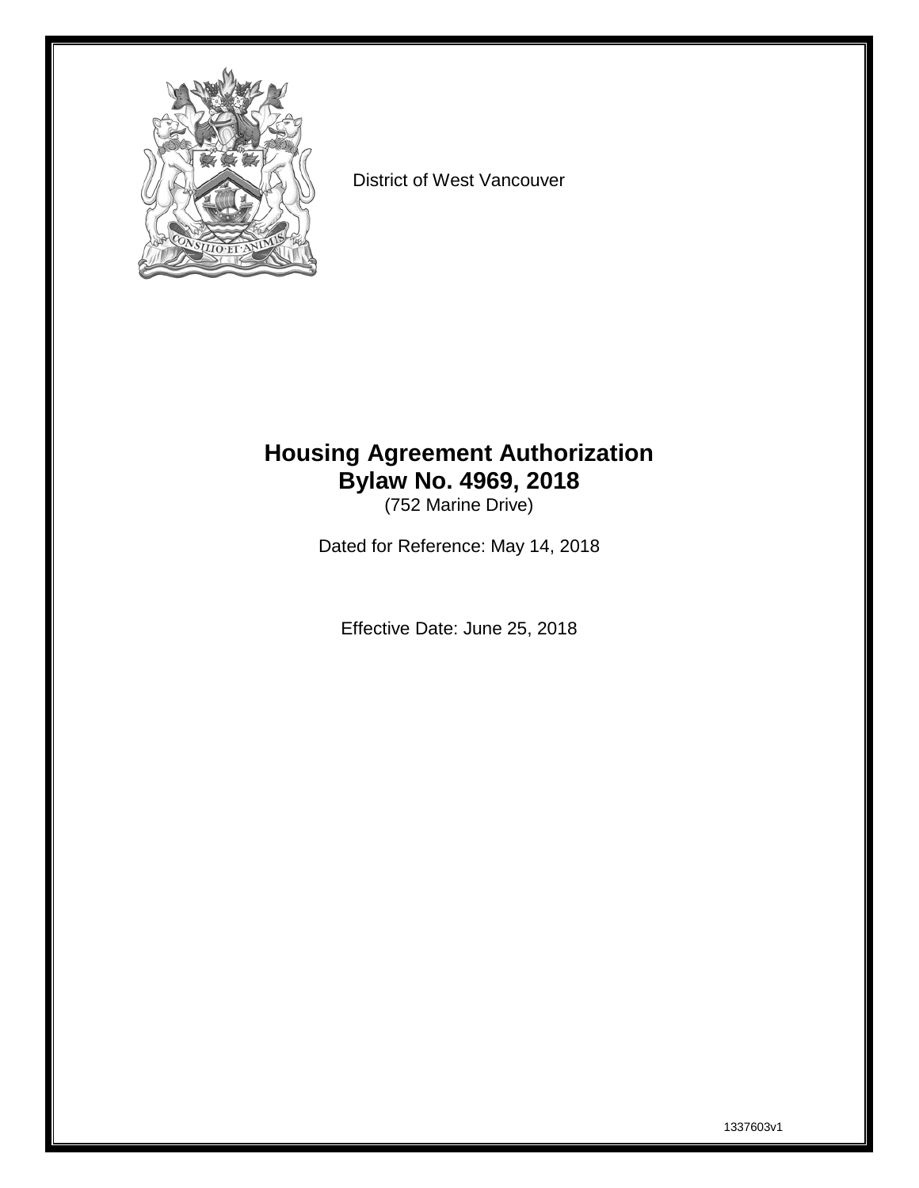District of West Vancouver

# Housing Agreement Authorization Bylaw No. 4969, 2018

(752 Marine Drive)

Dated for Reference: May 14, 2018

Effective Date: June 25, 2018

1337603v1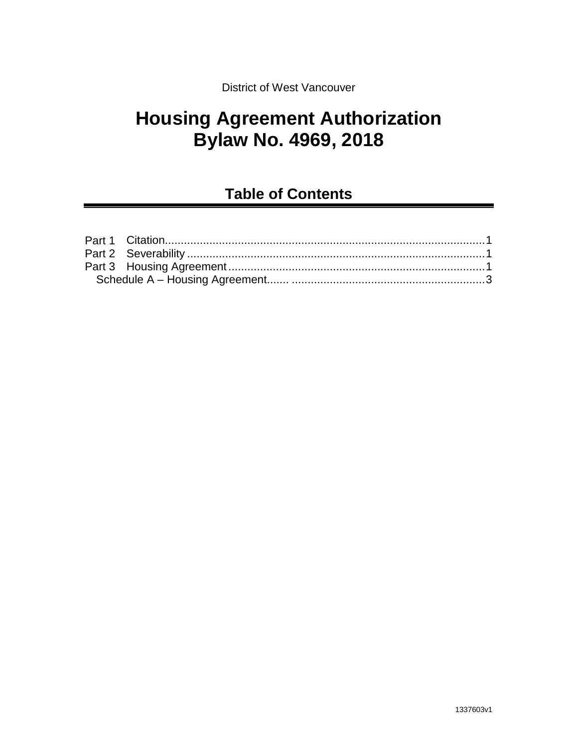District of West Vancouver

# Housing Agreement Authorization Bylaw No. 4969, 2018

## Table of Contents

Part 1 Citation..........1
Part 2 Severability..........1
Part 3 Housing Agreement..........1
  Schedule A – Housing Agreement..........3

1337603v1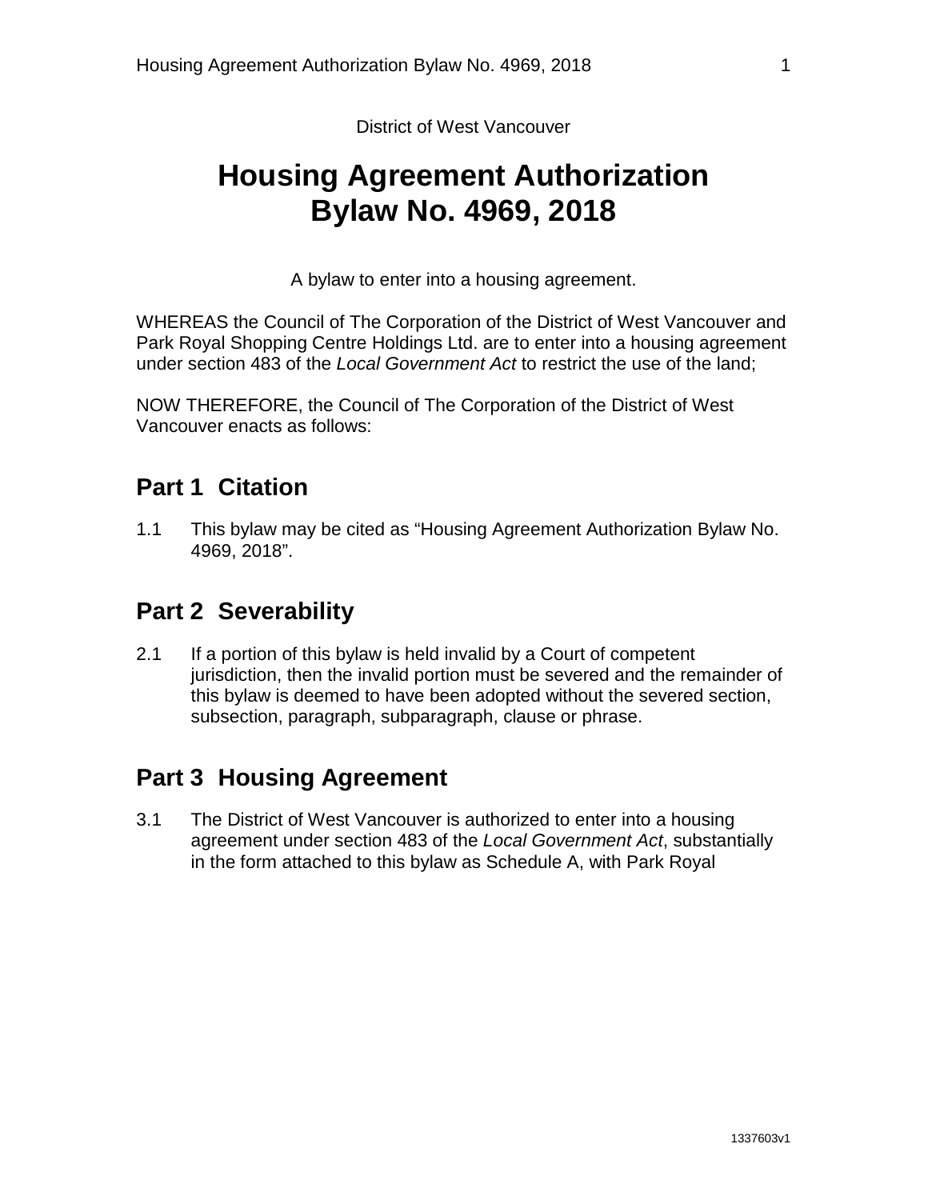District of West Vancouver

# Housing Agreement Authorization Bylaw No. 4969, 2018

A bylaw to enter into a housing agreement.

WHEREAS the Council of The Corporation of the District of West Vancouver and Park Royal Shopping Centre Holdings Ltd. are to enter into a housing agreement under section 483 of the *Local Government Act* to restrict the use of the land;

NOW THEREFORE, the Council of The Corporation of the District of West Vancouver enacts as follows:

## Part 1 Citation

1.1 This bylaw may be cited as "Housing Agreement Authorization Bylaw No. 4969, 2018".

## Part 2 Severability

2.1 If a portion of this bylaw is held invalid by a Court of competent jurisdiction, then the invalid portion must be severed and the remainder of this bylaw is deemed to have been adopted without the severed section, subsection, paragraph, subparagraph, clause or phrase.

## Part 3 Housing Agreement

3.1 The District of West Vancouver is authorized to enter into a housing agreement under section 483 of the *Local Government Act*, substantially in the form attached to this bylaw as Schedule A, with Park Royal

1337603v1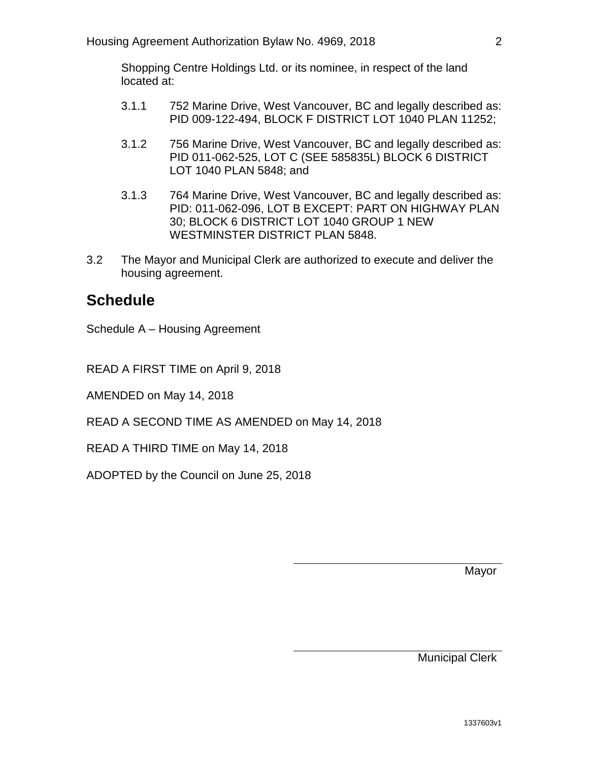Shopping Centre Holdings Ltd. or its nominee, in respect of the land located at:

3.1.1 752 Marine Drive, West Vancouver, BC and legally described as: PID 009-122-494, BLOCK F DISTRICT LOT 1040 PLAN 11252;

3.1.2 756 Marine Drive, West Vancouver, BC and legally described as: PID 011-062-525, LOT C (SEE 585835L) BLOCK 6 DISTRICT LOT 1040 PLAN 5848; and

3.1.3 764 Marine Drive, West Vancouver, BC and legally described as: PID: 011-062-096, LOT B EXCEPT: PART ON HIGHWAY PLAN 30; BLOCK 6 DISTRICT LOT 1040 GROUP 1 NEW WESTMINSTER DISTRICT PLAN 5848.

3.2 The Mayor and Municipal Clerk are authorized to execute and deliver the housing agreement.

## Schedule

Schedule A – Housing Agreement

READ A FIRST TIME on April 9, 2018

AMENDED on May 14, 2018

READ A SECOND TIME AS AMENDED on May 14, 2018

READ A THIRD TIME on May 14, 2018

ADOPTED by the Council on June 25, 2018

\_\_\_\_\_\_\_\_\_\_\_\_\_\_\_\_\_\_\_\_\_\_\_\_\_\_\_\_\_\_
Mayor

\_\_\_\_\_\_\_\_\_\_\_\_\_\_\_\_\_\_\_\_\_\_\_\_\_\_\_\_\_\_
Municipal Clerk

1337603v1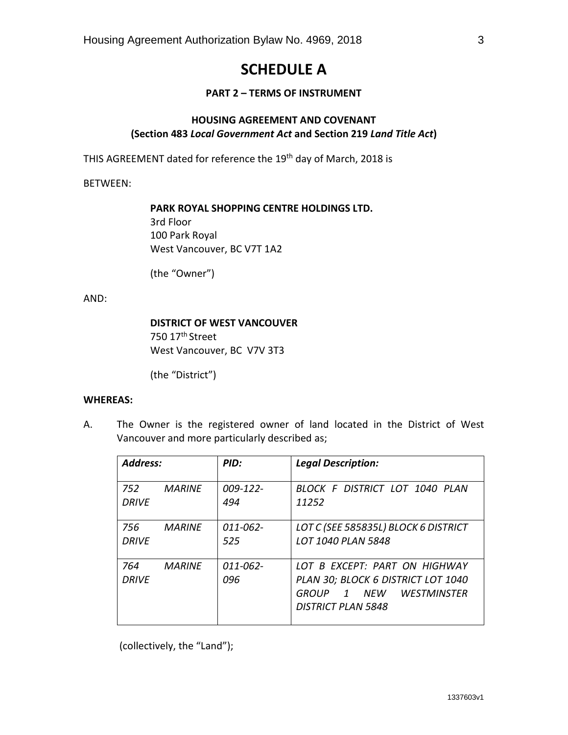# SCHEDULE A

## PART 2 – TERMS OF INSTRUMENT

### HOUSING AGREEMENT AND COVENANT
### (Section 483 *Local Government Act* and Section 219 *Land Title Act*)

THIS AGREEMENT dated for reference the 19th day of March, 2018 is

BETWEEN:

> **PARK ROYAL SHOPPING CENTRE HOLDINGS LTD.**
> 3rd Floor
> 100 Park Royal
> West Vancouver, BC V7T 1A2
>
> (the "Owner")

AND:

> **DISTRICT OF WEST VANCOUVER**
> 750 17th Street
> West Vancouver, BC V7V 3T3
>
> (the "District")

**WHEREAS:**

A. The Owner is the registered owner of land located in the District of West Vancouver and more particularly described as;

| ***Address:*** | ***PID:*** | ***Legal Description:*** |
|---|---|---|
| *752 MARINE DRIVE* | *009-122-494* | *BLOCK F DISTRICT LOT 1040 PLAN 11252* |
| *756 MARINE DRIVE* | *011-062-525* | *LOT C (SEE 585835L) BLOCK 6 DISTRICT LOT 1040 PLAN 5848* |
| *764 MARINE DRIVE* | *011-062-096* | *LOT B EXCEPT: PART ON HIGHWAY PLAN 30; BLOCK 6 DISTRICT LOT 1040 GROUP 1 NEW WESTMINSTER DISTRICT PLAN 5848* |

(collectively, the "Land");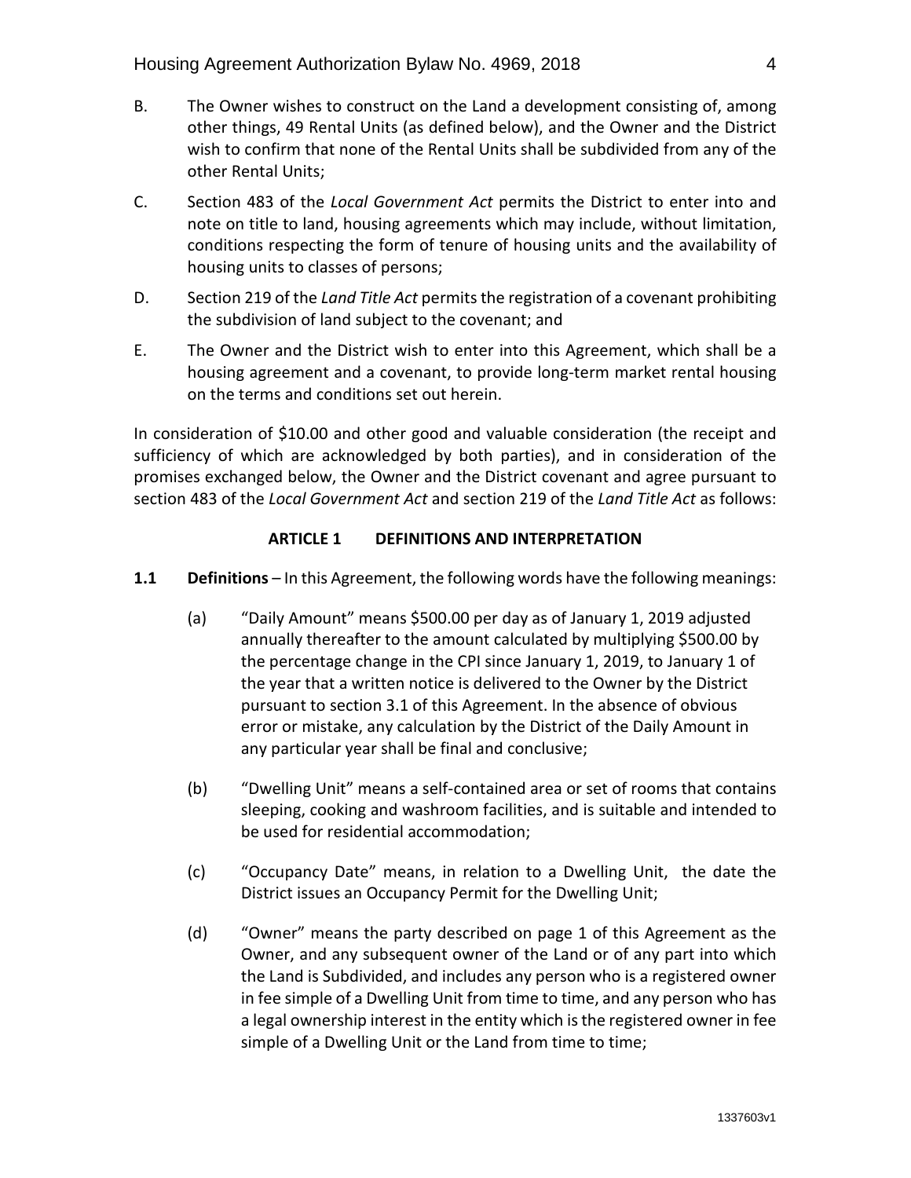B. The Owner wishes to construct on the Land a development consisting of, among other things, 49 Rental Units (as defined below), and the Owner and the District wish to confirm that none of the Rental Units shall be subdivided from any of the other Rental Units;

C. Section 483 of the *Local Government Act* permits the District to enter into and note on title to land, housing agreements which may include, without limitation, conditions respecting the form of tenure of housing units and the availability of housing units to classes of persons;

D. Section 219 of the *Land Title Act* permits the registration of a covenant prohibiting the subdivision of land subject to the covenant; and

E. The Owner and the District wish to enter into this Agreement, which shall be a housing agreement and a covenant, to provide long-term market rental housing on the terms and conditions set out herein.

In consideration of $10.00 and other good and valuable consideration (the receipt and sufficiency of which are acknowledged by both parties), and in consideration of the promises exchanged below, the Owner and the District covenant and agree pursuant to section 483 of the *Local Government Act* and section 219 of the *Land Title Act* as follows:

## ARTICLE 1 DEFINITIONS AND INTERPRETATION

**1.1 Definitions** – In this Agreement, the following words have the following meanings:

(a) “Daily Amount” means $500.00 per day as of January 1, 2019 adjusted annually thereafter to the amount calculated by multiplying $500.00 by the percentage change in the CPI since January 1, 2019, to January 1 of the year that a written notice is delivered to the Owner by the District pursuant to section 3.1 of this Agreement. In the absence of obvious error or mistake, any calculation by the District of the Daily Amount in any particular year shall be final and conclusive;

(b) “Dwelling Unit” means a self-contained area or set of rooms that contains sleeping, cooking and washroom facilities, and is suitable and intended to be used for residential accommodation;

(c) “Occupancy Date” means, in relation to a Dwelling Unit, the date the District issues an Occupancy Permit for the Dwelling Unit;

(d) “Owner” means the party described on page 1 of this Agreement as the Owner, and any subsequent owner of the Land or of any part into which the Land is Subdivided, and includes any person who is a registered owner in fee simple of a Dwelling Unit from time to time, and any person who has a legal ownership interest in the entity which is the registered owner in fee simple of a Dwelling Unit or the Land from time to time;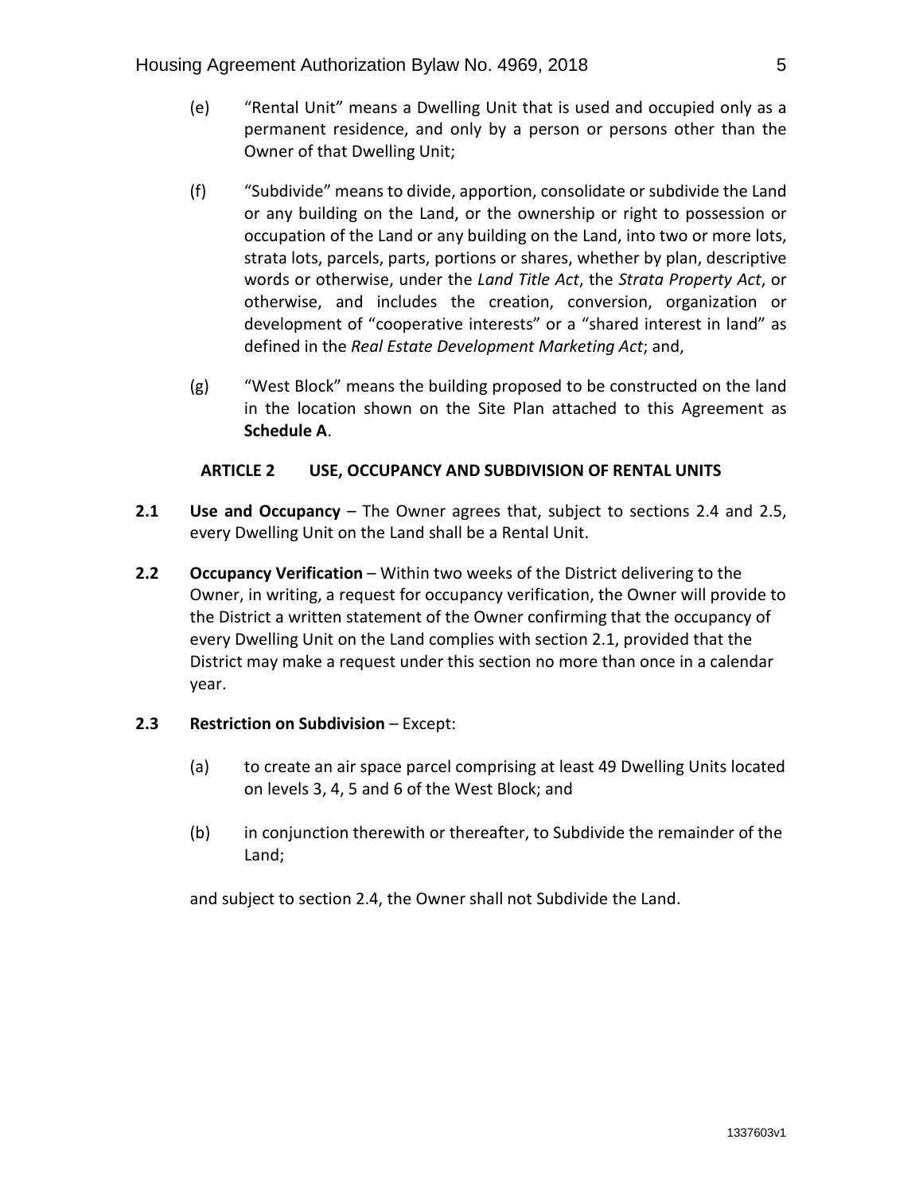(e) "Rental Unit" means a Dwelling Unit that is used and occupied only as a permanent residence, and only by a person or persons other than the Owner of that Dwelling Unit;

(f) "Subdivide" means to divide, apportion, consolidate or subdivide the Land or any building on the Land, or the ownership or right to possession or occupation of the Land or any building on the Land, into two or more lots, strata lots, parcels, parts, portions or shares, whether by plan, descriptive words or otherwise, under the *Land Title Act*, the *Strata Property Act*, or otherwise, and includes the creation, conversion, organization or development of "cooperative interests" or a "shared interest in land" as defined in the *Real Estate Development Marketing Act*; and,

(g) "West Block" means the building proposed to be constructed on the land in the location shown on the Site Plan attached to this Agreement as **Schedule A**.

## ARTICLE 2 USE, OCCUPANCY AND SUBDIVISION OF RENTAL UNITS

**2.1 Use and Occupancy** – The Owner agrees that, subject to sections 2.4 and 2.5, every Dwelling Unit on the Land shall be a Rental Unit.

**2.2 Occupancy Verification** – Within two weeks of the District delivering to the Owner, in writing, a request for occupancy verification, the Owner will provide to the District a written statement of the Owner confirming that the occupancy of every Dwelling Unit on the Land complies with section 2.1, provided that the District may make a request under this section no more than once in a calendar year.

**2.3 Restriction on Subdivision** – Except:

(a) to create an air space parcel comprising at least 49 Dwelling Units located on levels 3, 4, 5 and 6 of the West Block; and

(b) in conjunction therewith or thereafter, to Subdivide the remainder of the Land;

and subject to section 2.4, the Owner shall not Subdivide the Land.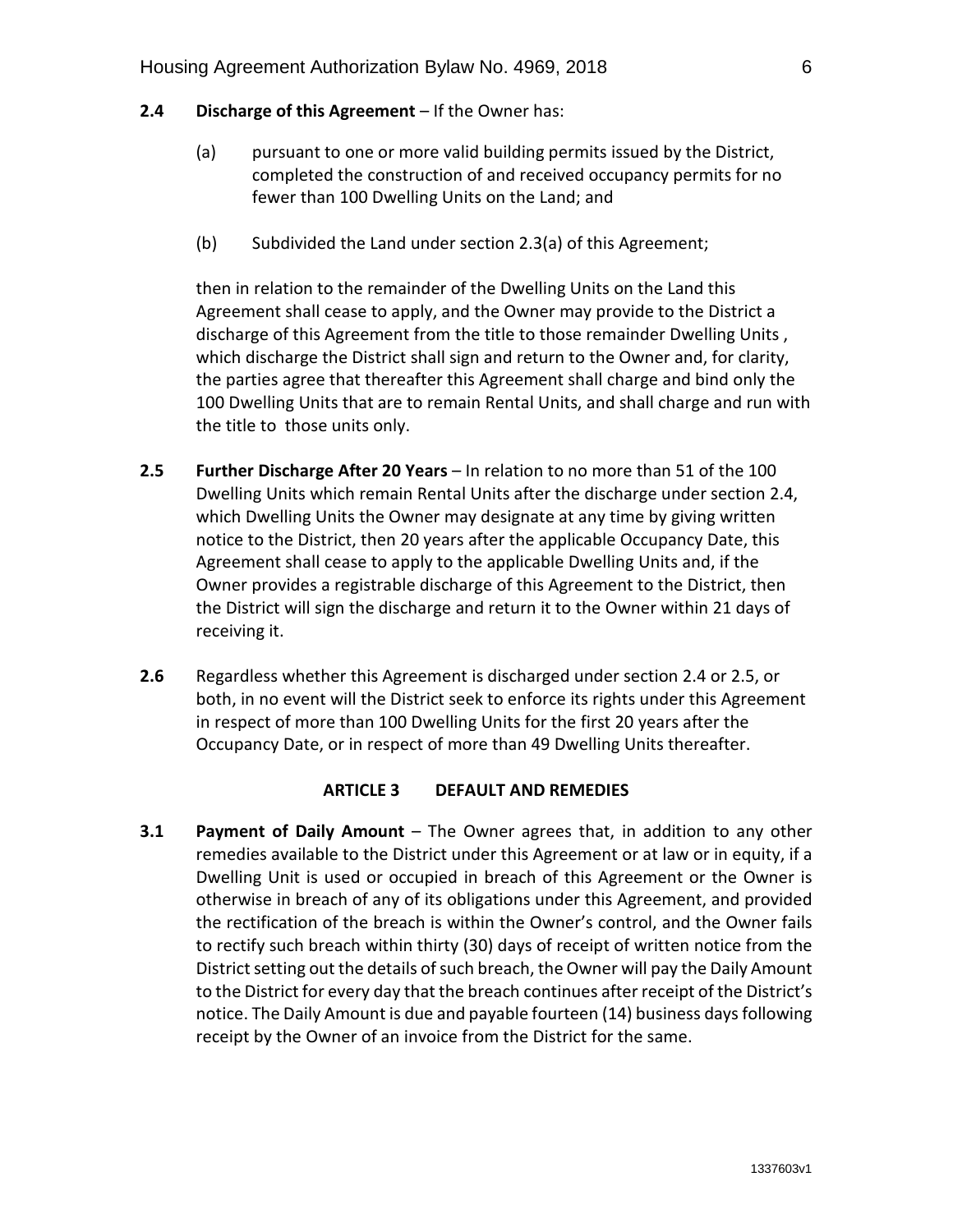**2.4 Discharge of this Agreement** – If the Owner has:

(a) pursuant to one or more valid building permits issued by the District, completed the construction of and received occupancy permits for no fewer than 100 Dwelling Units on the Land; and

(b) Subdivided the Land under section 2.3(a) of this Agreement;

then in relation to the remainder of the Dwelling Units on the Land this Agreement shall cease to apply, and the Owner may provide to the District a discharge of this Agreement from the title to those remainder Dwelling Units , which discharge the District shall sign and return to the Owner and, for clarity, the parties agree that thereafter this Agreement shall charge and bind only the 100 Dwelling Units that are to remain Rental Units, and shall charge and run with the title to those units only.

**2.5 Further Discharge After 20 Years** – In relation to no more than 51 of the 100 Dwelling Units which remain Rental Units after the discharge under section 2.4, which Dwelling Units the Owner may designate at any time by giving written notice to the District, then 20 years after the applicable Occupancy Date, this Agreement shall cease to apply to the applicable Dwelling Units and, if the Owner provides a registrable discharge of this Agreement to the District, then the District will sign the discharge and return it to the Owner within 21 days of receiving it.

**2.6** Regardless whether this Agreement is discharged under section 2.4 or 2.5, or both, in no event will the District seek to enforce its rights under this Agreement in respect of more than 100 Dwelling Units for the first 20 years after the Occupancy Date, or in respect of more than 49 Dwelling Units thereafter.

## ARTICLE 3 DEFAULT AND REMEDIES

**3.1 Payment of Daily Amount** – The Owner agrees that, in addition to any other remedies available to the District under this Agreement or at law or in equity, if a Dwelling Unit is used or occupied in breach of this Agreement or the Owner is otherwise in breach of any of its obligations under this Agreement, and provided the rectification of the breach is within the Owner's control, and the Owner fails to rectify such breach within thirty (30) days of receipt of written notice from the District setting out the details of such breach, the Owner will pay the Daily Amount to the District for every day that the breach continues after receipt of the District's notice. The Daily Amount is due and payable fourteen (14) business days following receipt by the Owner of an invoice from the District for the same.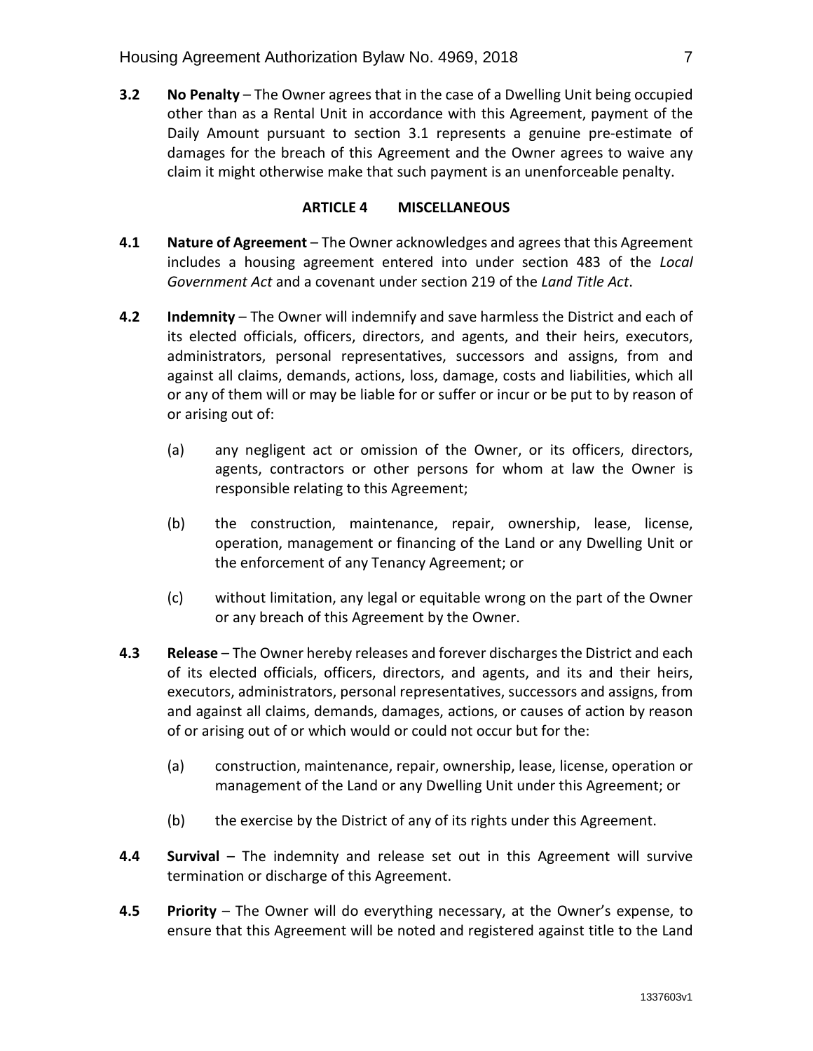**3.2** **No Penalty** – The Owner agrees that in the case of a Dwelling Unit being occupied other than as a Rental Unit in accordance with this Agreement, payment of the Daily Amount pursuant to section 3.1 represents a genuine pre-estimate of damages for the breach of this Agreement and the Owner agrees to waive any claim it might otherwise make that such payment is an unenforceable penalty.

## ARTICLE 4 MISCELLANEOUS

**4.1** **Nature of Agreement** – The Owner acknowledges and agrees that this Agreement includes a housing agreement entered into under section 483 of the *Local Government Act* and a covenant under section 219 of the *Land Title Act*.

**4.2** **Indemnity** – The Owner will indemnify and save harmless the District and each of its elected officials, officers, directors, and agents, and their heirs, executors, administrators, personal representatives, successors and assigns, from and against all claims, demands, actions, loss, damage, costs and liabilities, which all or any of them will or may be liable for or suffer or incur or be put to by reason of or arising out of:

(a) any negligent act or omission of the Owner, or its officers, directors, agents, contractors or other persons for whom at law the Owner is responsible relating to this Agreement;

(b) the construction, maintenance, repair, ownership, lease, license, operation, management or financing of the Land or any Dwelling Unit or the enforcement of any Tenancy Agreement; or

(c) without limitation, any legal or equitable wrong on the part of the Owner or any breach of this Agreement by the Owner.

**4.3** **Release** – The Owner hereby releases and forever discharges the District and each of its elected officials, officers, directors, and agents, and its and their heirs, executors, administrators, personal representatives, successors and assigns, from and against all claims, demands, damages, actions, or causes of action by reason of or arising out of or which would or could not occur but for the:

(a) construction, maintenance, repair, ownership, lease, license, operation or management of the Land or any Dwelling Unit under this Agreement; or

(b) the exercise by the District of any of its rights under this Agreement.

**4.4** **Survival** – The indemnity and release set out in this Agreement will survive termination or discharge of this Agreement.

**4.5** **Priority** – The Owner will do everything necessary, at the Owner's expense, to ensure that this Agreement will be noted and registered against title to the Land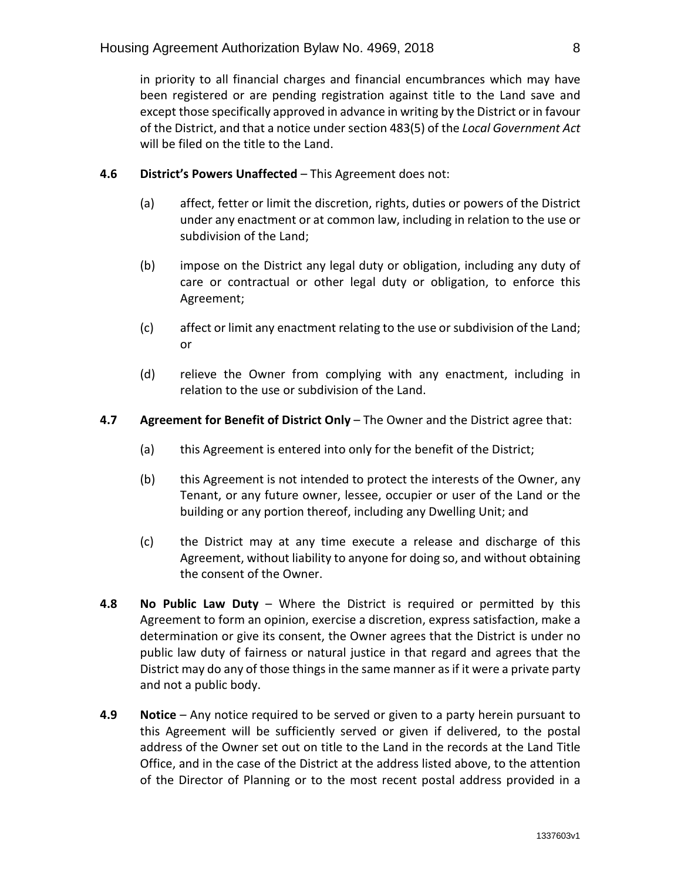in priority to all financial charges and financial encumbrances which may have been registered or are pending registration against title to the Land save and except those specifically approved in advance in writing by the District or in favour of the District, and that a notice under section 483(5) of the *Local Government Act* will be filed on the title to the Land.

**4.6 District's Powers Unaffected** – This Agreement does not:

(a) affect, fetter or limit the discretion, rights, duties or powers of the District under any enactment or at common law, including in relation to the use or subdivision of the Land;

(b) impose on the District any legal duty or obligation, including any duty of care or contractual or other legal duty or obligation, to enforce this Agreement;

(c) affect or limit any enactment relating to the use or subdivision of the Land; or

(d) relieve the Owner from complying with any enactment, including in relation to the use or subdivision of the Land.

**4.7 Agreement for Benefit of District Only** – The Owner and the District agree that:

(a) this Agreement is entered into only for the benefit of the District;

(b) this Agreement is not intended to protect the interests of the Owner, any Tenant, or any future owner, lessee, occupier or user of the Land or the building or any portion thereof, including any Dwelling Unit; and

(c) the District may at any time execute a release and discharge of this Agreement, without liability to anyone for doing so, and without obtaining the consent of the Owner.

**4.8 No Public Law Duty** – Where the District is required or permitted by this Agreement to form an opinion, exercise a discretion, express satisfaction, make a determination or give its consent, the Owner agrees that the District is under no public law duty of fairness or natural justice in that regard and agrees that the District may do any of those things in the same manner as if it were a private party and not a public body.

**4.9 Notice** – Any notice required to be served or given to a party herein pursuant to this Agreement will be sufficiently served or given if delivered, to the postal address of the Owner set out on title to the Land in the records at the Land Title Office, and in the case of the District at the address listed above, to the attention of the Director of Planning or to the most recent postal address provided in a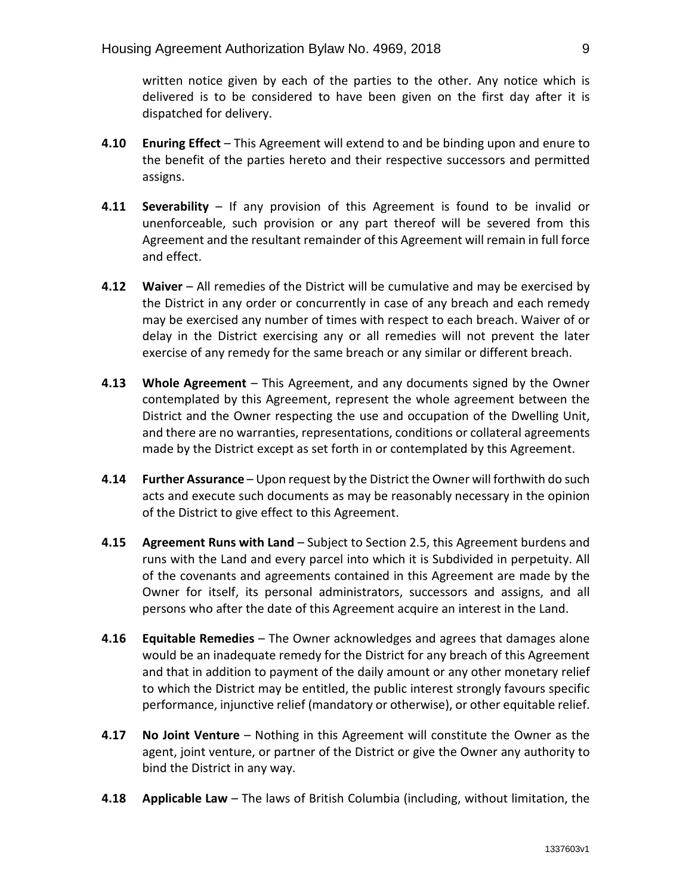written notice given by each of the parties to the other. Any notice which is delivered is to be considered to have been given on the first day after it is dispatched for delivery.

**4.10 Enuring Effect** – This Agreement will extend to and be binding upon and enure to the benefit of the parties hereto and their respective successors and permitted assigns.

**4.11 Severability** – If any provision of this Agreement is found to be invalid or unenforceable, such provision or any part thereof will be severed from this Agreement and the resultant remainder of this Agreement will remain in full force and effect.

**4.12 Waiver** – All remedies of the District will be cumulative and may be exercised by the District in any order or concurrently in case of any breach and each remedy may be exercised any number of times with respect to each breach. Waiver of or delay in the District exercising any or all remedies will not prevent the later exercise of any remedy for the same breach or any similar or different breach.

**4.13 Whole Agreement** – This Agreement, and any documents signed by the Owner contemplated by this Agreement, represent the whole agreement between the District and the Owner respecting the use and occupation of the Dwelling Unit, and there are no warranties, representations, conditions or collateral agreements made by the District except as set forth in or contemplated by this Agreement.

**4.14 Further Assurance** – Upon request by the District the Owner will forthwith do such acts and execute such documents as may be reasonably necessary in the opinion of the District to give effect to this Agreement.

**4.15 Agreement Runs with Land** – Subject to Section 2.5, this Agreement burdens and runs with the Land and every parcel into which it is Subdivided in perpetuity. All of the covenants and agreements contained in this Agreement are made by the Owner for itself, its personal administrators, successors and assigns, and all persons who after the date of this Agreement acquire an interest in the Land.

**4.16 Equitable Remedies** – The Owner acknowledges and agrees that damages alone would be an inadequate remedy for the District for any breach of this Agreement and that in addition to payment of the daily amount or any other monetary relief to which the District may be entitled, the public interest strongly favours specific performance, injunctive relief (mandatory or otherwise), or other equitable relief.

**4.17 No Joint Venture** – Nothing in this Agreement will constitute the Owner as the agent, joint venture, or partner of the District or give the Owner any authority to bind the District in any way.

**4.18 Applicable Law** – The laws of British Columbia (including, without limitation, the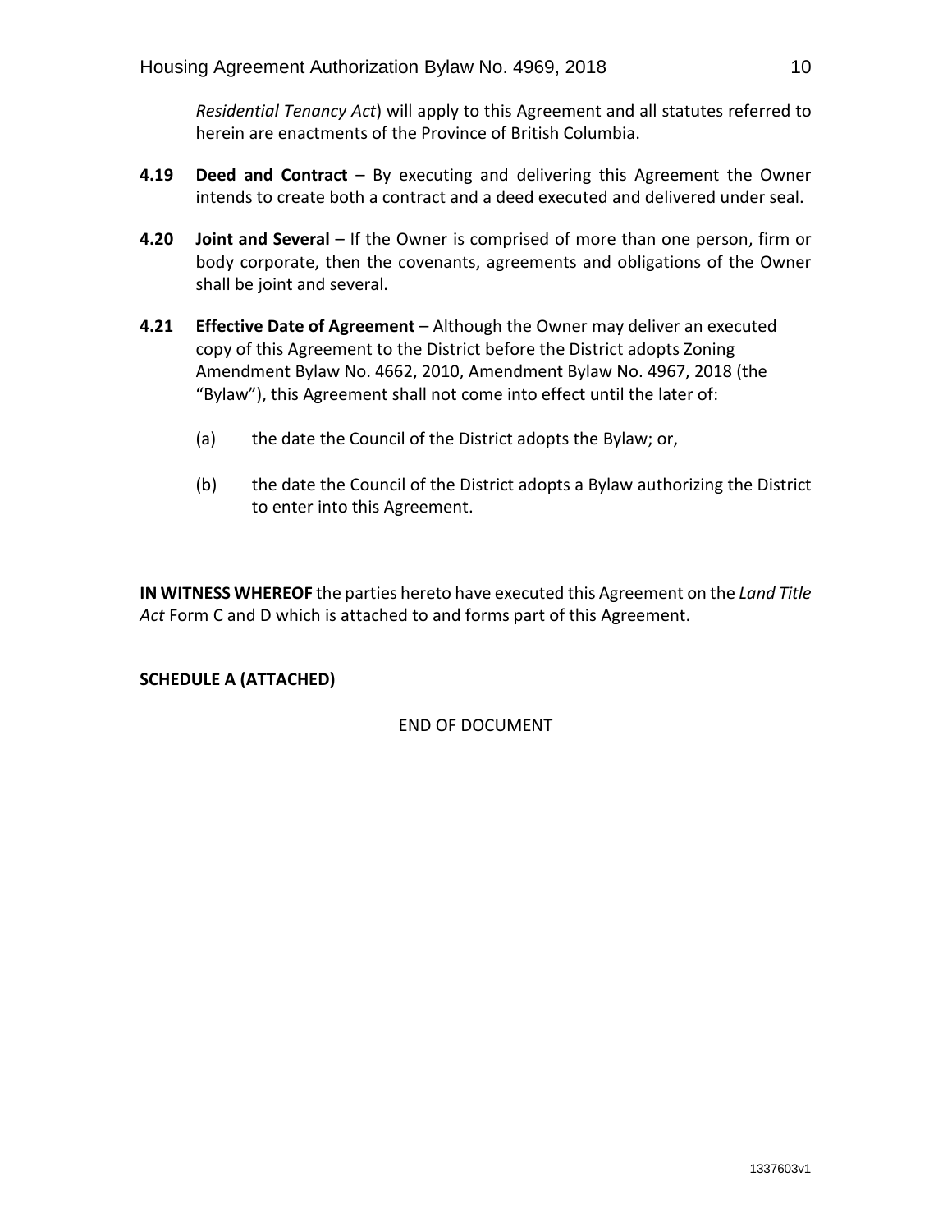*Residential Tenancy Act*) will apply to this Agreement and all statutes referred to herein are enactments of the Province of British Columbia.

**4.19** **Deed and Contract** – By executing and delivering this Agreement the Owner intends to create both a contract and a deed executed and delivered under seal.

**4.20** **Joint and Several** – If the Owner is comprised of more than one person, firm or body corporate, then the covenants, agreements and obligations of the Owner shall be joint and several.

**4.21** **Effective Date of Agreement** – Although the Owner may deliver an executed copy of this Agreement to the District before the District adopts Zoning Amendment Bylaw No. 4662, 2010, Amendment Bylaw No. 4967, 2018 (the "Bylaw"), this Agreement shall not come into effect until the later of:

(a) the date the Council of the District adopts the Bylaw; or,

(b) the date the Council of the District adopts a Bylaw authorizing the District to enter into this Agreement.

**IN WITNESS WHEREOF** the parties hereto have executed this Agreement on the *Land Title Act* Form C and D which is attached to and forms part of this Agreement.

**SCHEDULE A (ATTACHED)**

END OF DOCUMENT

1337603v1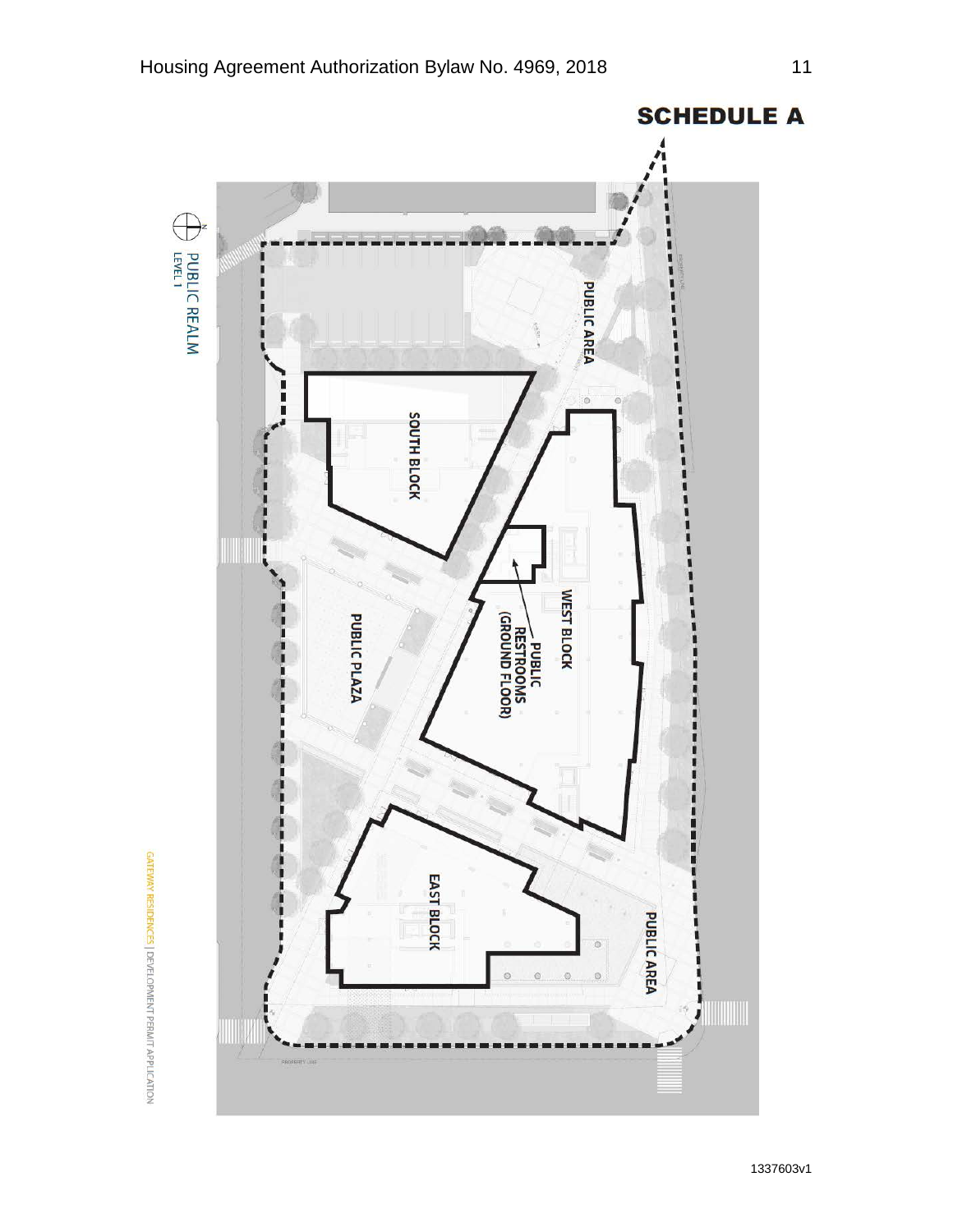# SCHEDULE A

PUBLIC REALM
LEVEL 1

PUBLIC AREA

SOUTH BLOCK

WEST BLOCK

PUBLIC RESTROOMS (GROUND FLOOR)

PUBLIC PLAZA

EAST BLOCK

PUBLIC AREA

GATEWAY RESIDENCES | DEVELOPMENT PERMIT APPLICATION

1337603v1